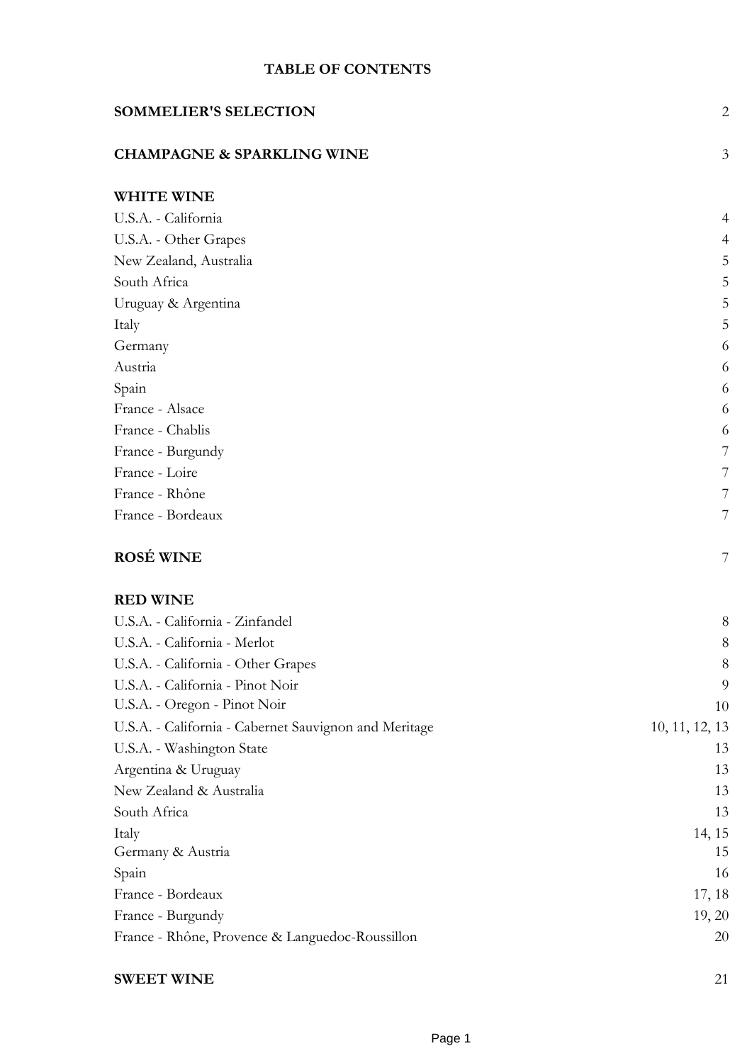# TABLE OF CONTENTS

| | |
|---|---|
| **SOMMELIER'S SELECTION** | 2 |
| **CHAMPAGNE & SPARKLING WINE** | 3 |
| **WHITE WINE** | |
| U.S.A. - California | 4 |
| U.S.A. - Other Grapes | 4 |
| New Zealand, Australia | 5 |
| South Africa | 5 |
| Uruguay & Argentina | 5 |
| Italy | 5 |
| Germany | 6 |
| Austria | 6 |
| Spain | 6 |
| France - Alsace | 6 |
| France - Chablis | 6 |
| France - Burgundy | 7 |
| France - Loire | 7 |
| France - Rhône | 7 |
| France - Bordeaux | 7 |
| **ROSÉ WINE** | 7 |
| **RED WINE** | |
| U.S.A. - California - Zinfandel | 8 |
| U.S.A. - California - Merlot | 8 |
| U.S.A. - California - Other Grapes | 8 |
| U.S.A. - California - Pinot Noir | 9 |
| U.S.A. - Oregon - Pinot Noir | 10 |
| U.S.A. - California - Cabernet Sauvignon and Meritage | 10, 11, 12, 13 |
| U.S.A. - Washington State | 13 |
| Argentina & Uruguay | 13 |
| New Zealand & Australia | 13 |
| South Africa | 13 |
| Italy | 14, 15 |
| Germany & Austria | 15 |
| Spain | 16 |
| France - Bordeaux | 17, 18 |
| France - Burgundy | 19, 20 |
| France - Rhône, Provence & Languedoc-Roussillon | 20 |
| **SWEET WINE** | 21 |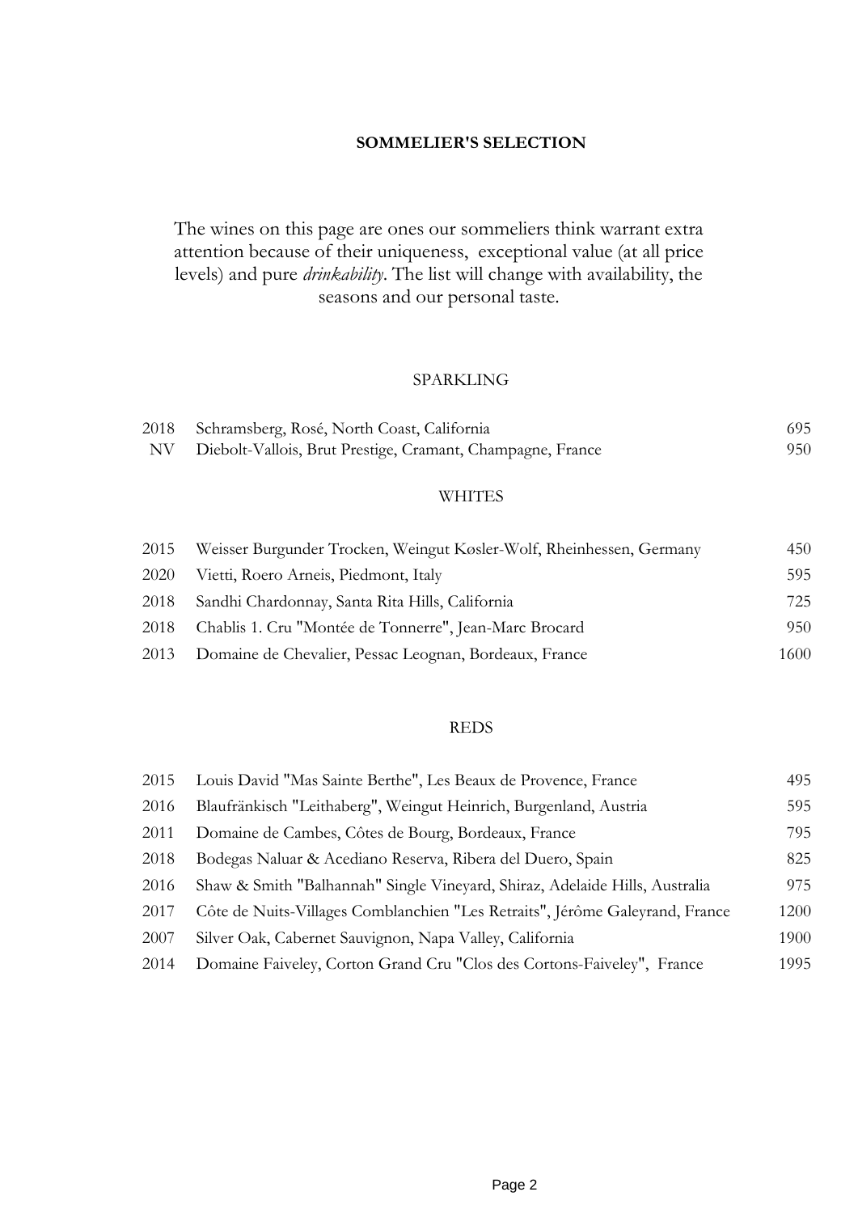# SOMMELIER'S SELECTION

The wines on this page are ones our sommeliers think warrant extra attention because of their uniqueness, exceptional value (at all price levels) and pure *drinkability*. The list will change with availability, the seasons and our personal taste.

## SPARKLING

| Vintage | Wine | Price |
|---|---|---|
| 2018 | Schramsberg, Rosé, North Coast, California | 695 |
| NV | Diebolt-Vallois, Brut Prestige, Cramant, Champagne, France | 950 |

## WHITES

| Vintage | Wine | Price |
|---|---|---|
| 2015 | Weisser Burgunder Trocken, Weingut Køsler-Wolf, Rheinhessen, Germany | 450 |
| 2020 | Vietti, Roero Arneis, Piedmont, Italy | 595 |
| 2018 | Sandhi Chardonnay, Santa Rita Hills, California | 725 |
| 2018 | Chablis 1. Cru "Montée de Tonnerre", Jean-Marc Brocard | 950 |
| 2013 | Domaine de Chevalier, Pessac Leognan, Bordeaux, France | 1600 |

## REDS

| Vintage | Wine | Price |
|---|---|---|
| 2015 | Louis David "Mas Sainte Berthe", Les Beaux de Provence, France | 495 |
| 2016 | Blaufränkisch "Leithaberg", Weingut Heinrich, Burgenland, Austria | 595 |
| 2011 | Domaine de Cambes, Côtes de Bourg, Bordeaux, France | 795 |
| 2018 | Bodegas Naluar & Acediano Reserva, Ribera del Duero, Spain | 825 |
| 2016 | Shaw & Smith "Balhannah" Single Vineyard, Shiraz, Adelaide Hills, Australia | 975 |
| 2017 | Côte de Nuits-Villages Comblanchien "Les Retraits", Jérôme Galeyrand, France | 1200 |
| 2007 | Silver Oak, Cabernet Sauvignon, Napa Valley, California | 1900 |
| 2014 | Domaine Faiveley, Corton Grand Cru "Clos des Cortons-Faiveley", France | 1995 |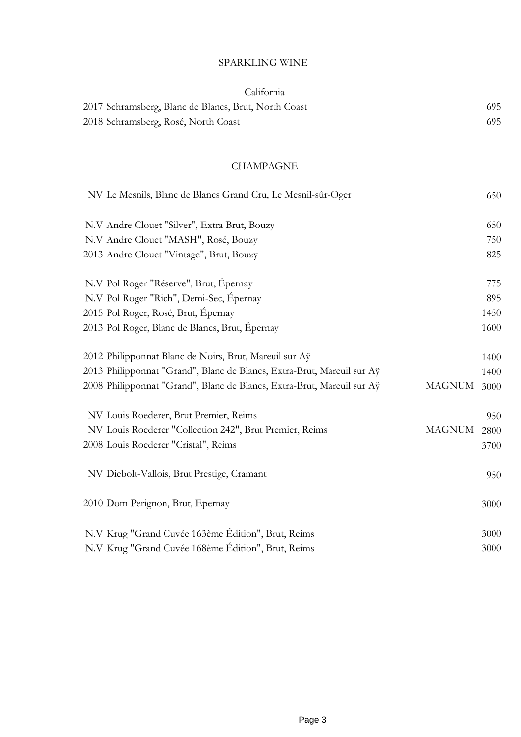# SPARKLING WINE

## California

| Wine | Format | Price |
|---|---|---|
| 2017 Schramsberg, Blanc de Blancs, Brut, North Coast | | 695 |
| 2018 Schramsberg, Rosé, North Coast | | 695 |

## CHAMPAGNE

| Wine | Format | Price |
|---|---|---|
| NV Le Mesnils, Blanc de Blancs Grand Cru, Le Mesnil-sûr-Oger | | 650 |
| N.V Andre Clouet "Silver", Extra Brut, Bouzy | | 650 |
| N.V Andre Clouet "MASH", Rosé, Bouzy | | 750 |
| 2013 Andre Clouet "Vintage", Brut, Bouzy | | 825 |
| N.V Pol Roger "Réserve", Brut, Épernay | | 775 |
| N.V Pol Roger "Rich", Demi-Sec, Épernay | | 895 |
| 2015 Pol Roger, Rosé, Brut, Épernay | | 1450 |
| 2013 Pol Roger, Blanc de Blancs, Brut, Épernay | | 1600 |
| 2012 Philipponnat Blanc de Noirs, Brut, Mareuil sur Aÿ | | 1400 |
| 2013 Philipponnat "Grand", Blanc de Blancs, Extra-Brut, Mareuil sur Aÿ | | 1400 |
| 2008 Philipponnat "Grand", Blanc de Blancs, Extra-Brut, Mareuil sur Aÿ | MAGNUM | 3000 |
| NV Louis Roederer, Brut Premier, Reims | | 950 |
| NV Louis Roederer "Collection 242", Brut Premier, Reims | MAGNUM | 2800 |
| 2008 Louis Roederer "Cristal", Reims | | 3700 |
| NV Diebolt-Vallois, Brut Prestige, Cramant | | 950 |
| 2010 Dom Perignon, Brut, Epernay | | 3000 |
| N.V Krug "Grand Cuvée 163ème Édition", Brut, Reims | | 3000 |
| N.V Krug "Grand Cuvée 168ème Édition", Brut, Reims | | 3000 |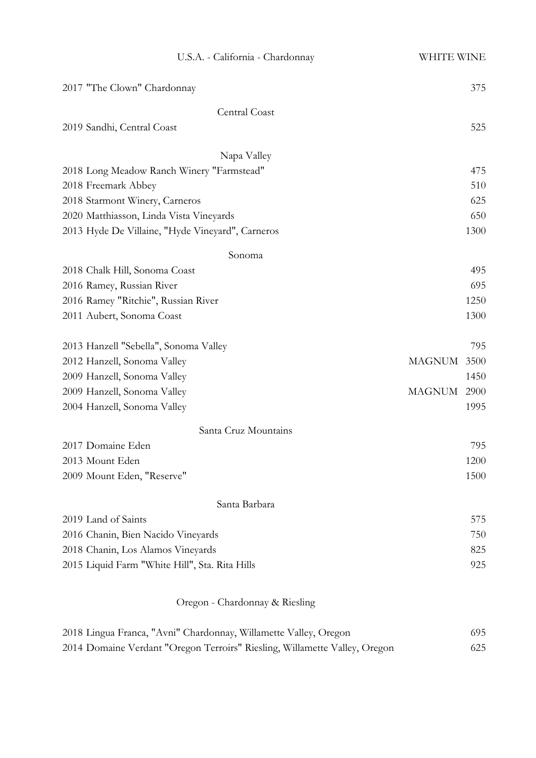## U.S.A. - California - Chardonnay

WHITE WINE

| Wine | Format | Price |
|---|---|---|
| 2017 "The Clown" Chardonnay | | 375 |

### Central Coast

| Wine | Format | Price |
|---|---|---|
| 2019 Sandhi, Central Coast | | 525 |

### Napa Valley

| Wine | Format | Price |
|---|---|---|
| 2018 Long Meadow Ranch Winery "Farmstead" | | 475 |
| 2018 Freemark Abbey | | 510 |
| 2018 Starmont Winery, Carneros | | 625 |
| 2020 Matthiasson, Linda Vista Vineyards | | 650 |
| 2013 Hyde De Villaine, "Hyde Vineyard", Carneros | | 1300 |

### Sonoma

| Wine | Format | Price |
|---|---|---|
| 2018 Chalk Hill, Sonoma Coast | | 495 |
| 2016 Ramey, Russian River | | 695 |
| 2016 Ramey "Ritchie", Russian River | | 1250 |
| 2011 Aubert, Sonoma Coast | | 1300 |
| 2013 Hanzell "Sebella", Sonoma Valley | | 795 |
| 2012 Hanzell, Sonoma Valley | MAGNUM | 3500 |
| 2009 Hanzell, Sonoma Valley | | 1450 |
| 2009 Hanzell, Sonoma Valley | MAGNUM | 2900 |
| 2004 Hanzell, Sonoma Valley | | 1995 |

### Santa Cruz Mountains

| Wine | Format | Price |
|---|---|---|
| 2017 Domaine Eden | | 795 |
| 2013 Mount Eden | | 1200 |
| 2009 Mount Eden, "Reserve" | | 1500 |

### Santa Barbara

| Wine | Format | Price |
|---|---|---|
| 2019 Land of Saints | | 575 |
| 2016 Chanin, Bien Nacido Vineyards | | 750 |
| 2018 Chanin, Los Alamos Vineyards | | 825 |
| 2015 Liquid Farm "White Hill", Sta. Rita Hills | | 925 |

## Oregon - Chardonnay & Riesling

| Wine | Format | Price |
|---|---|---|
| 2018 Lingua Franca, "Avni" Chardonnay, Willamette Valley, Oregon | | 695 |
| 2014 Domaine Verdant "Oregon Terroirs" Riesling, Willamette Valley, Oregon | | 625 |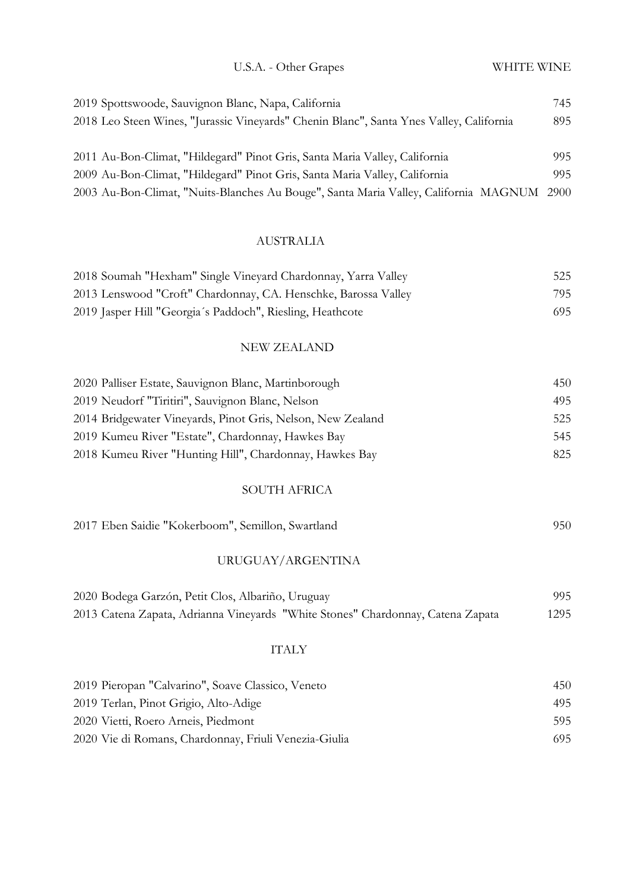## U.S.A. - Other Grapes

WHITE WINE

| Wine | Price |
| --- | --- |
| 2019 Spottswoode, Sauvignon Blanc, Napa, California | 745 |
| 2018 Leo Steen Wines, "Jurassic Vineyards" Chenin Blanc", Santa Ynes Valley, California | 895 |
| 2011 Au-Bon-Climat, "Hildegard" Pinot Gris, Santa Maria Valley, California | 995 |
| 2009 Au-Bon-Climat, "Hildegard" Pinot Gris, Santa Maria Valley, California | 995 |
| 2003 Au-Bon-Climat, "Nuits-Blanches Au Bouge", Santa Maria Valley, California MAGNUM | 2900 |

## AUSTRALIA

| Wine | Price |
| --- | --- |
| 2018 Soumah "Hexham" Single Vineyard Chardonnay, Yarra Valley | 525 |
| 2013 Lenswood "Croft" Chardonnay, CA. Henschke, Barossa Valley | 795 |
| 2019 Jasper Hill "Georgia´s Paddoch", Riesling, Heathcote | 695 |

## NEW ZEALAND

| Wine | Price |
| --- | --- |
| 2020 Palliser Estate, Sauvignon Blanc, Martinborough | 450 |
| 2019 Neudorf "Tiritiri", Sauvignon Blanc, Nelson | 495 |
| 2014 Bridgewater Vineyards, Pinot Gris, Nelson, New Zealand | 525 |
| 2019 Kumeu River "Estate", Chardonnay, Hawkes Bay | 545 |
| 2018 Kumeu River "Hunting Hill", Chardonnay, Hawkes Bay | 825 |

## SOUTH AFRICA

| Wine | Price |
| --- | --- |
| 2017 Eben Saidie "Kokerboom", Semillon, Swartland | 950 |

## URUGUAY/ARGENTINA

| Wine | Price |
| --- | --- |
| 2020 Bodega Garzón, Petit Clos, Albariño, Uruguay | 995 |
| 2013 Catena Zapata, Adrianna Vineyards "White Stones" Chardonnay, Catena Zapata | 1295 |

## ITALY

| Wine | Price |
| --- | --- |
| 2019 Pieropan "Calvarino", Soave Classico, Veneto | 450 |
| 2019 Terlan, Pinot Grigio, Alto-Adige | 495 |
| 2020 Vietti, Roero Arneis, Piedmont | 595 |
| 2020 Vie di Romans, Chardonnay, Friuli Venezia-Giulia | 695 |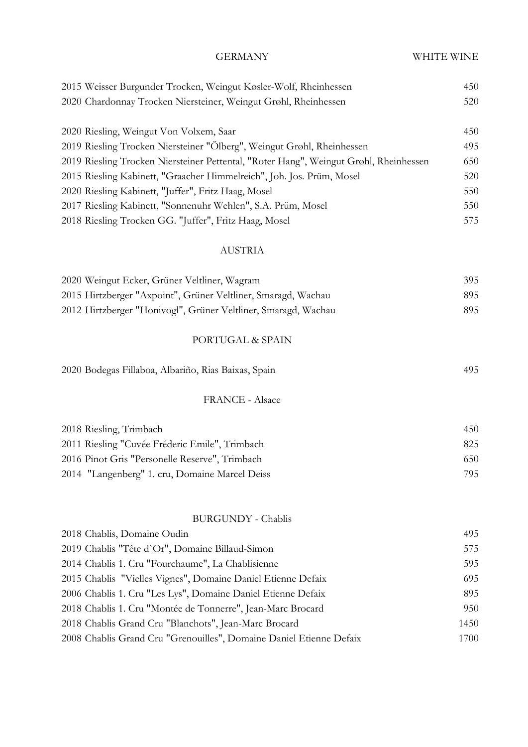## GERMANY

WHITE WINE

| Wine | Price |
|---|---|
| 2015 Weisser Burgunder Trocken, Weingut Køsler-Wolf, Rheinhessen | 450 |
| 2020 Chardonnay Trocken Niersteiner, Weingut Grøhl, Rheinhessen | 520 |
| 2020 Riesling, Weingut Von Volxem, Saar | 450 |
| 2019 Riesling Trocken Niersteiner "Ölberg", Weingut Grøhl, Rheinhessen | 495 |
| 2019 Riesling Trocken Niersteiner Pettental, "Roter Hang", Weingut Grøhl, Rheinhessen | 650 |
| 2015 Riesling Kabinett, "Graacher Himmelreich", Joh. Jos. Prüm, Mosel | 520 |
| 2020 Riesling Kabinett, "Juffer", Fritz Haag, Mosel | 550 |
| 2017 Riesling Kabinett, "Sonnenuhr Wehlen", S.A. Prüm, Mosel | 550 |
| 2018 Riesling Trocken GG. "Juffer", Fritz Haag, Mosel | 575 |

## AUSTRIA

| Wine | Price |
|---|---|
| 2020 Weingut Ecker, Grüner Veltliner, Wagram | 395 |
| 2015 Hirtzberger "Axpoint", Grüner Veltliner, Smaragd, Wachau | 895 |
| 2012 Hirtzberger "Honivogl", Grüner Veltliner, Smaragd, Wachau | 895 |

## PORTUGAL & SPAIN

| Wine | Price |
|---|---|
| 2020 Bodegas Fillaboa, Albariño, Rias Baixas, Spain | 495 |

## FRANCE - Alsace

| Wine | Price |
|---|---|
| 2018 Riesling, Trimbach | 450 |
| 2011 Riesling "Cuvée Fréderic Emile", Trimbach | 825 |
| 2016 Pinot Gris "Personelle Reserve", Trimbach | 650 |
| 2014 "Langenberg" 1. cru, Domaine Marcel Deiss | 795 |

## BURGUNDY - Chablis

| Wine | Price |
|---|---|
| 2018 Chablis, Domaine Oudin | 495 |
| 2019 Chablis "Tête d`Or", Domaine Billaud-Simon | 575 |
| 2014 Chablis 1. Cru "Fourchaume", La Chablisienne | 595 |
| 2015 Chablis "Vielles Vignes", Domaine Daniel Etienne Defaix | 695 |
| 2006 Chablis 1. Cru "Les Lys", Domaine Daniel Etienne Defaix | 895 |
| 2018 Chablis 1. Cru "Montée de Tonnerre", Jean-Marc Brocard | 950 |
| 2018 Chablis Grand Cru "Blanchots", Jean-Marc Brocard | 1450 |
| 2008 Chablis Grand Cru "Grenouilles", Domaine Daniel Etienne Defaix | 1700 |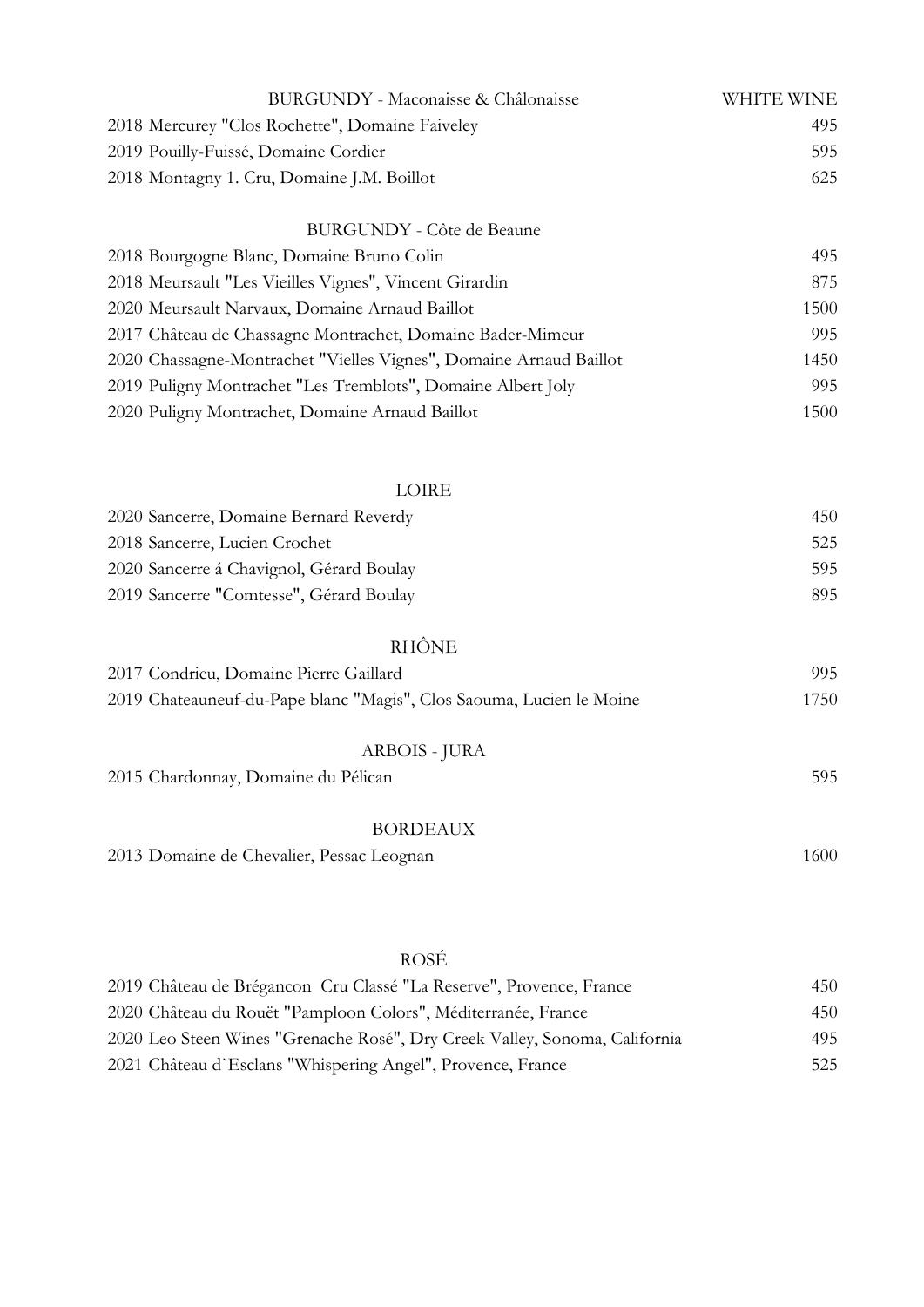| BURGUNDY - Maconaisse & Châlonaisse | WHITE WINE |
|---|---|
| 2018 Mercurey "Clos Rochette", Domaine Faiveley | 495 |
| 2019 Pouilly-Fuissé, Domaine Cordier | 595 |
| 2018 Montagny 1. Cru, Domaine J.M. Boillot | 625 |

## BURGUNDY - Côte de Beaune

| | |
|---|---|
| 2018 Bourgogne Blanc, Domaine Bruno Colin | 495 |
| 2018 Meursault "Les Vieilles Vignes", Vincent Girardin | 875 |
| 2020 Meursault Narvaux, Domaine Arnaud Baillot | 1500 |
| 2017 Château de Chassagne Montrachet, Domaine Bader-Mimeur | 995 |
| 2020 Chassagne-Montrachet "Vielles Vignes", Domaine Arnaud Baillot | 1450 |
| 2019 Puligny Montrachet "Les Tremblots", Domaine Albert Joly | 995 |
| 2020 Puligny Montrachet, Domaine Arnaud Baillot | 1500 |

## LOIRE

| | |
|---|---|
| 2020 Sancerre, Domaine Bernard Reverdy | 450 |
| 2018 Sancerre, Lucien Crochet | 525 |
| 2020 Sancerre á Chavignol, Gérard Boulay | 595 |
| 2019 Sancerre "Comtesse", Gérard Boulay | 895 |

## RHÔNE

| | |
|---|---|
| 2017 Condrieu, Domaine Pierre Gaillard | 995 |
| 2019 Chateauneuf-du-Pape blanc "Magis", Clos Saouma, Lucien le Moine | 1750 |

## ARBOIS - JURA

| | |
|---|---|
| 2015 Chardonnay, Domaine du Pélican | 595 |

## BORDEAUX

| | |
|---|---|
| 2013 Domaine de Chevalier, Pessac Leognan | 1600 |

## ROSÉ

| | |
|---|---|
| 2019 Château de Brégancon Cru Classé "La Reserve", Provence, France | 450 |
| 2020 Château du Rouët "Pamploon Colors", Méditerranée, France | 450 |
| 2020 Leo Steen Wines "Grenache Rosé", Dry Creek Valley, Sonoma, California | 495 |
| 2021 Château d`Esclans "Whispering Angel", Provence, France | 525 |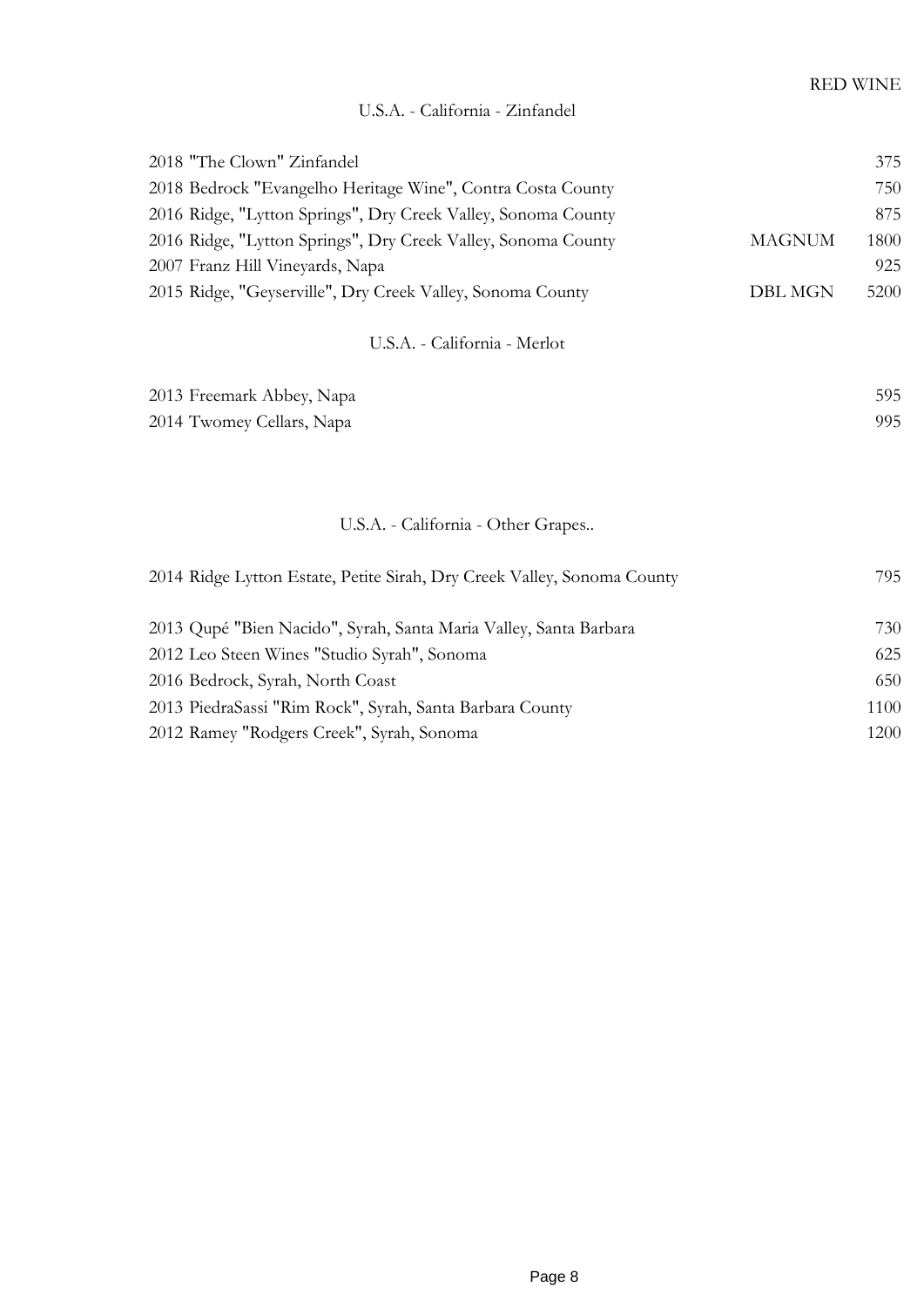RED WINE

## U.S.A. - California - Zinfandel

| Wine | Format | Price |
|---|---|---|
| 2018 "The Clown" Zinfandel | | 375 |
| 2018 Bedrock "Evangelho Heritage Wine", Contra Costa County | | 750 |
| 2016 Ridge, "Lytton Springs", Dry Creek Valley, Sonoma County | | 875 |
| 2016 Ridge, "Lytton Springs", Dry Creek Valley, Sonoma County | MAGNUM | 1800 |
| 2007 Franz Hill Vineyards, Napa | | 925 |
| 2015 Ridge, "Geyserville", Dry Creek Valley, Sonoma County | DBL MGN | 5200 |

## U.S.A. - California - Merlot

| Wine | Price |
|---|---|
| 2013 Freemark Abbey, Napa | 595 |
| 2014 Twomey Cellars, Napa | 995 |

## U.S.A. - California - Other Grapes..

| Wine | Price |
|---|---|
| 2014 Ridge Lytton Estate, Petite Sirah, Dry Creek Valley, Sonoma County | 795 |
| 2013 Qupé "Bien Nacido", Syrah, Santa Maria Valley, Santa Barbara | 730 |
| 2012 Leo Steen Wines "Studio Syrah", Sonoma | 625 |
| 2016 Bedrock, Syrah, North Coast | 650 |
| 2013 PiedraSassi "Rim Rock", Syrah, Santa Barbara County | 1100 |
| 2012 Ramey "Rodgers Creek", Syrah, Sonoma | 1200 |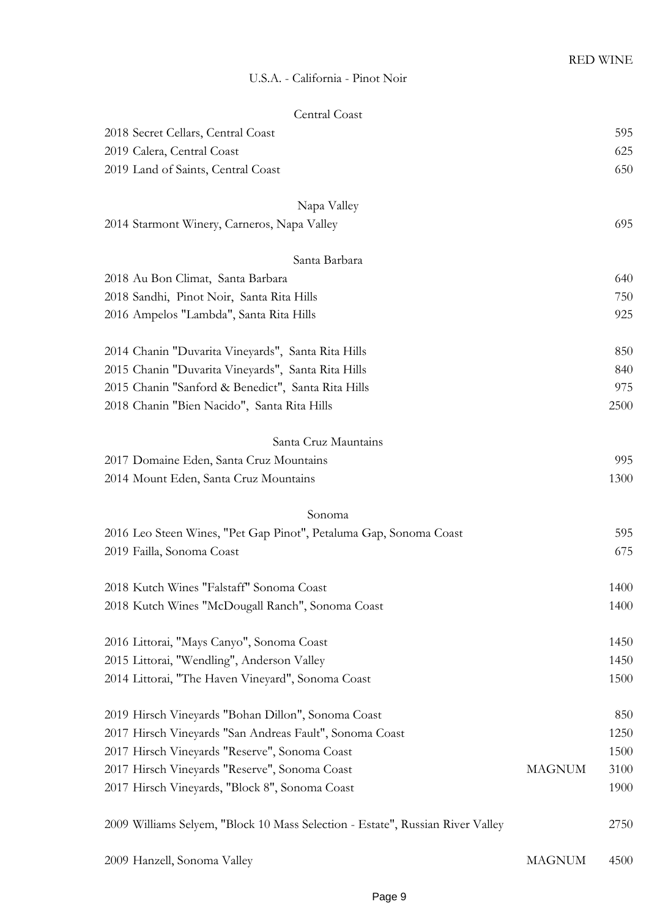RED WINE

## U.S.A. - California - Pinot Noir

### Central Coast

| | | |
|---|---|---|
| 2018 Secret Cellars, Central Coast | | 595 |
| 2019 Calera, Central Coast | | 625 |
| 2019 Land of Saints, Central Coast | | 650 |

### Napa Valley

| | | |
|---|---|---|
| 2014 Starmont Winery, Carneros, Napa Valley | | 695 |

### Santa Barbara

| | | |
|---|---|---|
| 2018 Au Bon Climat, Santa Barbara | | 640 |
| 2018 Sandhi, Pinot Noir, Santa Rita Hills | | 750 |
| 2016 Ampelos "Lambda", Santa Rita Hills | | 925 |
| 2014 Chanin "Duvarita Vineyards", Santa Rita Hills | | 850 |
| 2015 Chanin "Duvarita Vineyards", Santa Rita Hills | | 840 |
| 2015 Chanin "Sanford & Benedict", Santa Rita Hills | | 975 |
| 2018 Chanin "Bien Nacido", Santa Rita Hills | | 2500 |

### Santa Cruz Mauntains

| | | |
|---|---|---|
| 2017 Domaine Eden, Santa Cruz Mountains | | 995 |
| 2014 Mount Eden, Santa Cruz Mountains | | 1300 |

### Sonoma

| | | |
|---|---|---|
| 2016 Leo Steen Wines, "Pet Gap Pinot", Petaluma Gap, Sonoma Coast | | 595 |
| 2019 Failla, Sonoma Coast | | 675 |
| 2018 Kutch Wines "Falstaff" Sonoma Coast | | 1400 |
| 2018 Kutch Wines "McDougall Ranch", Sonoma Coast | | 1400 |
| 2016 Littorai, "Mays Canyo", Sonoma Coast | | 1450 |
| 2015 Littorai, "Wendling", Anderson Valley | | 1450 |
| 2014 Littorai, "The Haven Vineyard", Sonoma Coast | | 1500 |
| 2019 Hirsch Vineyards "Bohan Dillon", Sonoma Coast | | 850 |
| 2017 Hirsch Vineyards "San Andreas Fault", Sonoma Coast | | 1250 |
| 2017 Hirsch Vineyards "Reserve", Sonoma Coast | | 1500 |
| 2017 Hirsch Vineyards "Reserve", Sonoma Coast | MAGNUM | 3100 |
| 2017 Hirsch Vineyards, "Block 8", Sonoma Coast | | 1900 |
| 2009 Williams Selyem, "Block 10 Mass Selection - Estate", Russian River Valley | | 2750 |
| 2009 Hanzell, Sonoma Valley | MAGNUM | 4500 |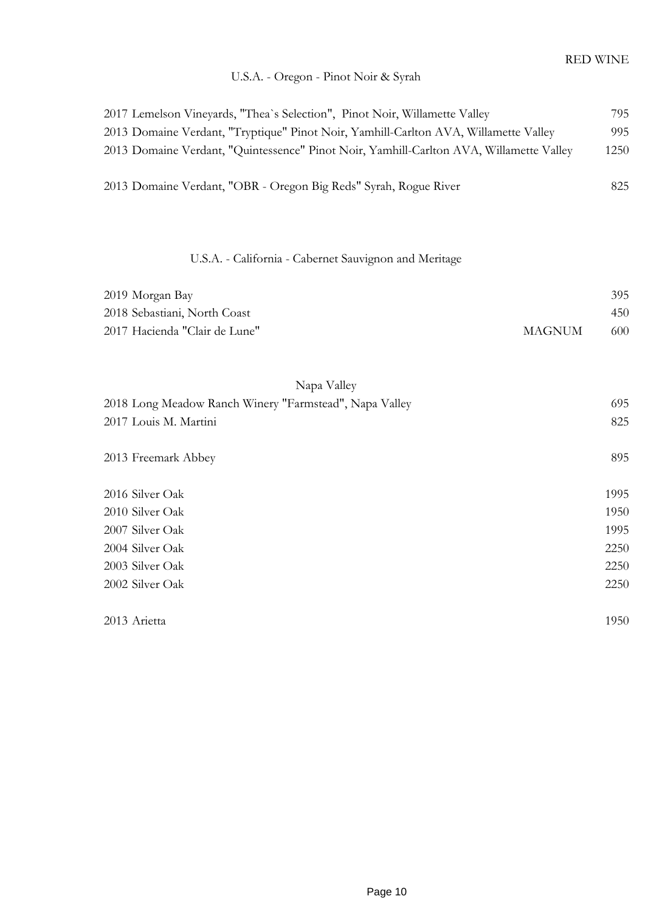RED WINE

## U.S.A. - Oregon - Pinot Noir & Syrah

| Wine | Price |
|---|---|
| 2017 Lemelson Vineyards, "Thea`s Selection", Pinot Noir, Willamette Valley | 795 |
| 2013 Domaine Verdant, "Tryptique" Pinot Noir, Yamhill-Carlton AVA, Willamette Valley | 995 |
| 2013 Domaine Verdant, "Quintessence" Pinot Noir, Yamhill-Carlton AVA, Willamette Valley | 1250 |
| 2013 Domaine Verdant, "OBR - Oregon Big Reds" Syrah, Rogue River | 825 |

## U.S.A. - California - Cabernet Sauvignon and Meritage

| Wine | Format | Price |
|---|---|---|
| 2019 Morgan Bay | | 395 |
| 2018 Sebastiani, North Coast | | 450 |
| 2017 Hacienda "Clair de Lune" | MAGNUM | 600 |

### Napa Valley

| Wine | Price |
|---|---|
| 2018 Long Meadow Ranch Winery "Farmstead", Napa Valley | 695 |
| 2017 Louis M. Martini | 825 |
| 2013 Freemark Abbey | 895 |
| 2016 Silver Oak | 1995 |
| 2010 Silver Oak | 1950 |
| 2007 Silver Oak | 1995 |
| 2004 Silver Oak | 2250 |
| 2003 Silver Oak | 2250 |
| 2002 Silver Oak | 2250 |
| 2013 Arietta | 1950 |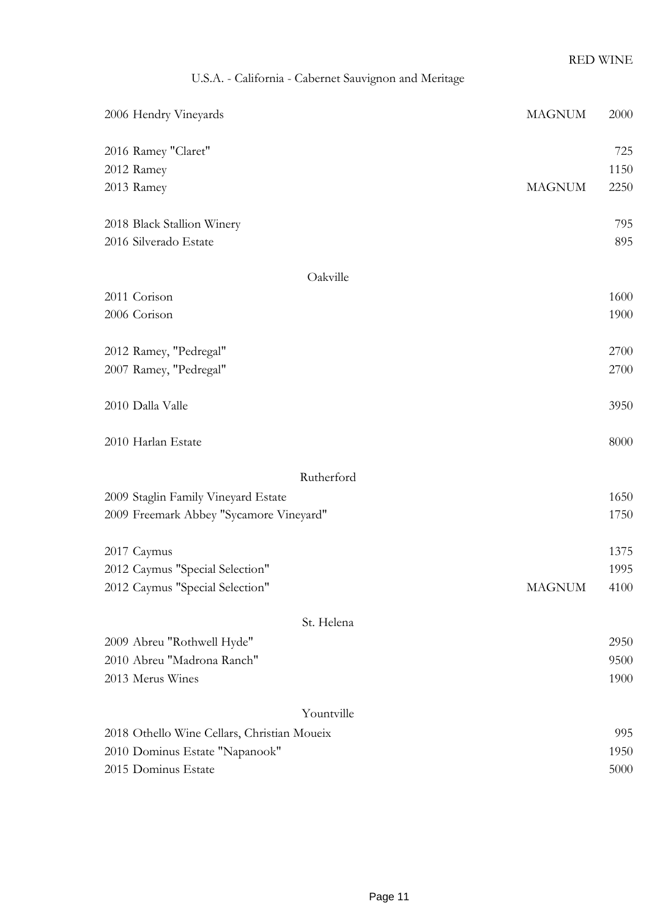RED WINE

## U.S.A. - California - Cabernet Sauvignon and Meritage

| | | |
|---|---|---|
| 2006 Hendry Vineyards | MAGNUM | 2000 |
| | | |
| 2016 Ramey "Claret" | | 725 |
| 2012 Ramey | | 1150 |
| 2013 Ramey | MAGNUM | 2250 |
| | | |
| 2018 Black Stallion Winery | | 795 |
| 2016 Silverado Estate | | 895 |

### Oakville

| | | |
|---|---|---|
| 2011 Corison | | 1600 |
| 2006 Corison | | 1900 |
| | | |
| 2012 Ramey, "Pedregal" | | 2700 |
| 2007 Ramey, "Pedregal" | | 2700 |
| | | |
| 2010 Dalla Valle | | 3950 |
| | | |
| 2010 Harlan Estate | | 8000 |

### Rutherford

| | | |
|---|---|---|
| 2009 Staglin Family Vineyard Estate | | 1650 |
| 2009 Freemark Abbey "Sycamore Vineyard" | | 1750 |
| | | |
| 2017 Caymus | | 1375 |
| 2012 Caymus "Special Selection" | | 1995 |
| 2012 Caymus "Special Selection" | MAGNUM | 4100 |

### St. Helena

| | | |
|---|---|---|
| 2009 Abreu "Rothwell Hyde" | | 2950 |
| 2010 Abreu "Madrona Ranch" | | 9500 |
| 2013 Merus Wines | | 1900 |

### Yountville

| | | |
|---|---|---|
| 2018 Othello Wine Cellars, Christian Moueix | | 995 |
| 2010 Dominus Estate "Napanook" | | 1950 |
| 2015 Dominus Estate | | 5000 |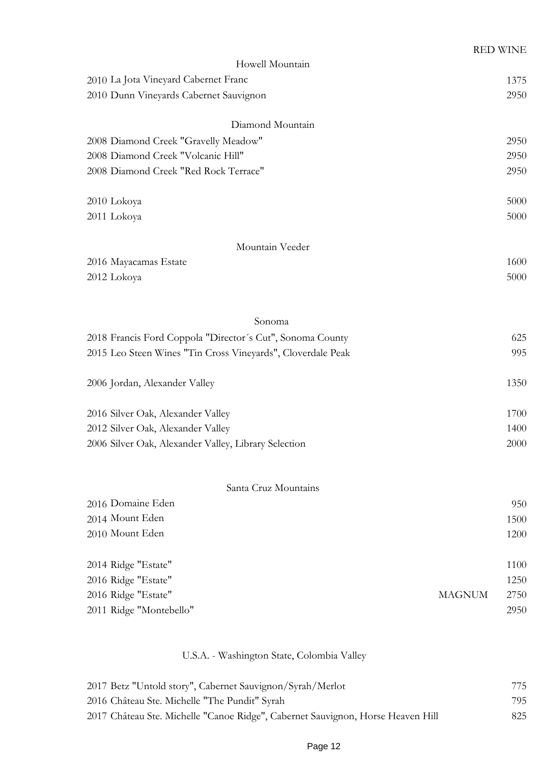RED WINE

### Howell Mountain

| | | |
|---|---|---|
| 2010 La Jota Vineyard Cabernet Franc | | 1375 |
| 2010 Dunn Vineyards Cabernet Sauvignon | | 2950 |

### Diamond Mountain

| | | |
|---|---|---|
| 2008 Diamond Creek "Gravelly Meadow" | | 2950 |
| 2008 Diamond Creek "Volcanic Hill" | | 2950 |
| 2008 Diamond Creek "Red Rock Terrace" | | 2950 |
| | | |
| 2010 Lokoya | | 5000 |
| 2011 Lokoya | | 5000 |

### Mountain Veeder

| | | |
|---|---|---|
| 2016 Mayacamas Estate | | 1600 |
| 2012 Lokoya | | 5000 |

### Sonoma

| | | |
|---|---|---|
| 2018 Francis Ford Coppola "Director´s Cut", Sonoma County | | 625 |
| 2015 Leo Steen Wines "Tin Cross Vineyards", Cloverdale Peak | | 995 |
| | | |
| 2006 Jordan, Alexander Valley | | 1350 |
| | | |
| 2016 Silver Oak, Alexander Valley | | 1700 |
| 2012 Silver Oak, Alexander Valley | | 1400 |
| 2006 Silver Oak, Alexander Valley, Library Selection | | 2000 |

### Santa Cruz Mountains

| | | |
|---|---|---|
| 2016 Domaine Eden | | 950 |
| 2014 Mount Eden | | 1500 |
| 2010 Mount Eden | | 1200 |
| | | |
| 2014 Ridge "Estate" | | 1100 |
| 2016 Ridge "Estate" | | 1250 |
| 2016 Ridge "Estate" | MAGNUM | 2750 |
| 2011 Ridge "Montebello" | | 2950 |

## U.S.A. - Washington State, Colombia Valley

| | | |
|---|---|---|
| 2017 Betz "Untold story", Cabernet Sauvignon/Syrah/Merlot | | 775 |
| 2016 Château Ste. Michelle "The Pundit" Syrah | | 795 |
| 2017 Château Ste. Michelle "Canoe Ridge", Cabernet Sauvignon, Horse Heaven Hill | | 825 |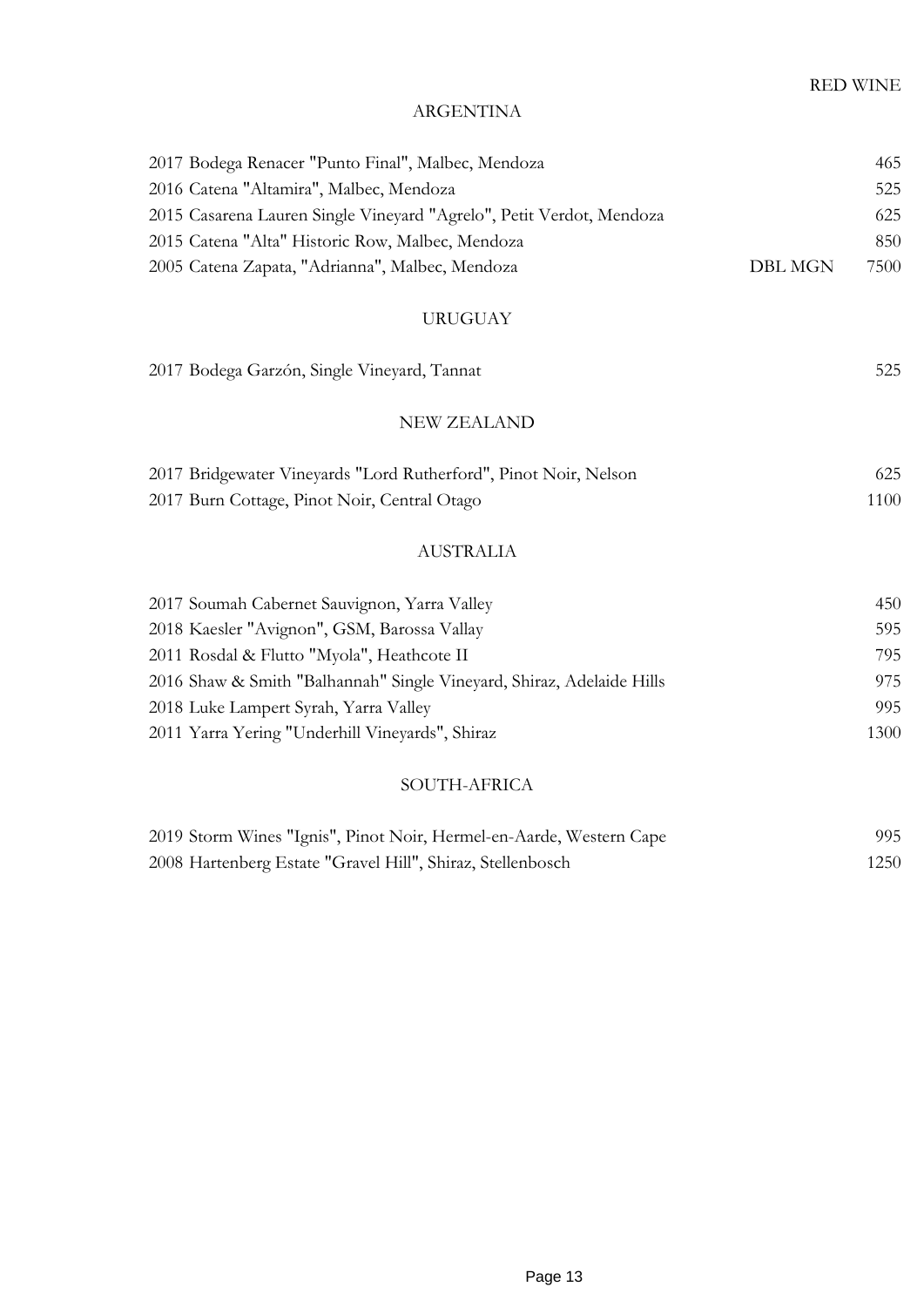RED WINE

## ARGENTINA

| | | |
|---|---|---|
| 2017 Bodega Renacer "Punto Final", Malbec, Mendoza | | 465 |
| 2016 Catena "Altamira", Malbec, Mendoza | | 525 |
| 2015 Casarena Lauren Single Vineyard "Agrelo", Petit Verdot, Mendoza | | 625 |
| 2015 Catena "Alta" Historic Row, Malbec, Mendoza | | 850 |
| 2005 Catena Zapata, "Adrianna", Malbec, Mendoza | DBL MGN | 7500 |

## URUGUAY

| | |
|---|---|
| 2017 Bodega Garzón, Single Vineyard, Tannat | 525 |

## NEW ZEALAND

| | |
|---|---|
| 2017 Bridgewater Vineyards "Lord Rutherford", Pinot Noir, Nelson | 625 |
| 2017 Burn Cottage, Pinot Noir, Central Otago | 1100 |

## AUSTRALIA

| | |
|---|---|
| 2017 Soumah Cabernet Sauvignon, Yarra Valley | 450 |
| 2018 Kaesler "Avignon", GSM, Barossa Vallay | 595 |
| 2011 Rosdal & Flutto "Myola", Heathcote II | 795 |
| 2016 Shaw & Smith "Balhannah" Single Vineyard, Shiraz, Adelaide Hills | 975 |
| 2018 Luke Lampert Syrah, Yarra Valley | 995 |
| 2011 Yarra Yering "Underhill Vineyards", Shiraz | 1300 |

## SOUTH-AFRICA

| | |
|---|---|
| 2019 Storm Wines "Ignis", Pinot Noir, Hermel-en-Aarde, Western Cape | 995 |
| 2008 Hartenberg Estate "Gravel Hill", Shiraz, Stellenbosch | 1250 |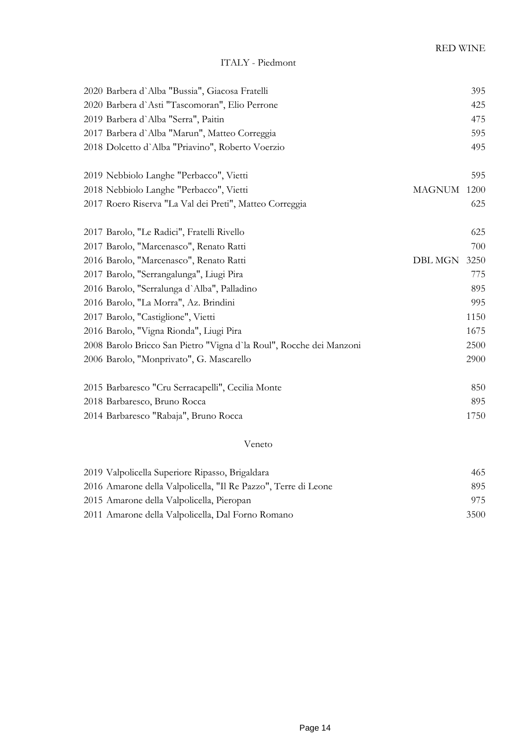# RED WINE

## ITALY - Piedmont

| Wine | Format | Price |
|---|---|---|
| 2020 Barbera d`Alba "Bussia", Giacosa Fratelli | | 395 |
| 2020 Barbera d`Asti "Tascomoran", Elio Perrone | | 425 |
| 2019 Barbera d`Alba "Serra", Paitin | | 475 |
| 2017 Barbera d`Alba "Marun", Matteo Correggia | | 595 |
| 2018 Dolcetto d`Alba "Priavino", Roberto Voerzio | | 495 |
| | | |
| 2019 Nebbiolo Langhe "Perbacco", Vietti | | 595 |
| 2018 Nebbiolo Langhe "Perbacco", Vietti | MAGNUM | 1200 |
| 2017 Roero Riserva "La Val dei Preti", Matteo Correggia | | 625 |
| | | |
| 2017 Barolo, "Le Radici", Fratelli Rivello | | 625 |
| 2017 Barolo, "Marcenasco", Renato Ratti | | 700 |
| 2016 Barolo, "Marcenasco", Renato Ratti | DBL MGN | 3250 |
| 2017 Barolo, "Serrangalunga", Liugi Pira | | 775 |
| 2016 Barolo, "Serralunga d`Alba", Palladino | | 895 |
| 2016 Barolo, "La Morra", Az. Brindini | | 995 |
| 2017 Barolo, "Castiglione", Vietti | | 1150 |
| 2016 Barolo, "Vigna Rionda", Liugi Pira | | 1675 |
| 2008 Barolo Bricco San Pietro "Vigna d`la Roul", Rocche dei Manzoni | | 2500 |
| 2006 Barolo, "Monprivato", G. Mascarello | | 2900 |
| | | |
| 2015 Barbaresco "Cru Serracapelli", Cecilia Monte | | 850 |
| 2018 Barbaresco, Bruno Rocca | | 895 |
| 2014 Barbaresco "Rabaja", Bruno Rocca | | 1750 |

## Veneto

| Wine | Price |
|---|---|
| 2019 Valpolicella Superiore Ripasso, Brigaldara | 465 |
| 2016 Amarone della Valpolicella, "Il Re Pazzo", Terre di Leone | 895 |
| 2015 Amarone della Valpolicella, Pieropan | 975 |
| 2011 Amarone della Valpolicella, Dal Forno Romano | 3500 |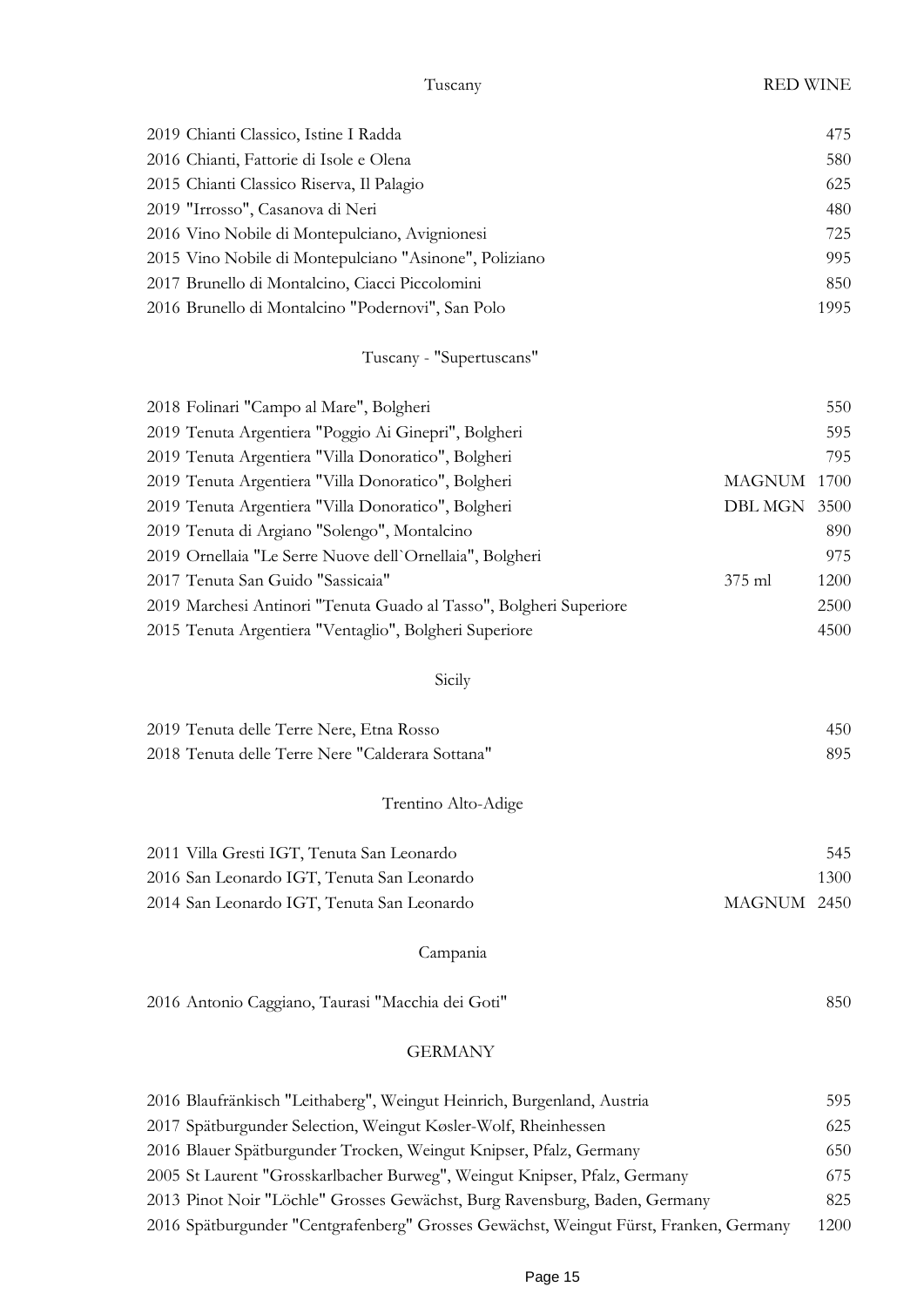Tuscany — RED WINE

| Wine | Format | Price |
| --- | --- | --- |
| 2019 Chianti Classico, Istine I Radda | | 475 |
| 2016 Chianti, Fattorie di Isole e Olena | | 580 |
| 2015 Chianti Classico Riserva, Il Palagio | | 625 |
| 2019 "Irrosso", Casanova di Neri | | 480 |
| 2016 Vino Nobile di Montepulciano, Avignionesi | | 725 |
| 2015 Vino Nobile di Montepulciano "Asinone", Poliziano | | 995 |
| 2017 Brunello di Montalcino, Ciacci Piccolomini | | 850 |
| 2016 Brunello di Montalcino "Podernovi", San Polo | | 1995 |

## Tuscany - "Supertuscans"

| Wine | Format | Price |
| --- | --- | --- |
| 2018 Folinari "Campo al Mare", Bolgheri | | 550 |
| 2019 Tenuta Argentiera "Poggio Ai Ginepri", Bolgheri | | 595 |
| 2019 Tenuta Argentiera "Villa Donoratico", Bolgheri | | 795 |
| 2019 Tenuta Argentiera "Villa Donoratico", Bolgheri | MAGNUM | 1700 |
| 2019 Tenuta Argentiera "Villa Donoratico", Bolgheri | DBL MGN | 3500 |
| 2019 Tenuta di Argiano "Solengo", Montalcino | | 890 |
| 2019 Ornellaia "Le Serre Nuove dell`Ornellaia", Bolgheri | | 975 |
| 2017 Tenuta San Guido "Sassicaia" | 375 ml | 1200 |
| 2019 Marchesi Antinori "Tenuta Guado al Tasso", Bolgheri Superiore | | 2500 |
| 2015 Tenuta Argentiera "Ventaglio", Bolgheri Superiore | | 4500 |

## Sicily

| Wine | Format | Price |
| --- | --- | --- |
| 2019 Tenuta delle Terre Nere, Etna Rosso | | 450 |
| 2018 Tenuta delle Terre Nere "Calderara Sottana" | | 895 |

## Trentino Alto-Adige

| Wine | Format | Price |
| --- | --- | --- |
| 2011 Villa Gresti IGT, Tenuta San Leonardo | | 545 |
| 2016 San Leonardo IGT, Tenuta San Leonardo | | 1300 |
| 2014 San Leonardo IGT, Tenuta San Leonardo | MAGNUM | 2450 |

## Campania

| Wine | Format | Price |
| --- | --- | --- |
| 2016 Antonio Caggiano, Taurasi "Macchia dei Goti" | | 850 |

## GERMANY

| Wine | Format | Price |
| --- | --- | --- |
| 2016 Blaufränkisch "Leithaberg", Weingut Heinrich, Burgenland, Austria | | 595 |
| 2017 Spätburgunder Selection, Weingut Køsler-Wolf, Rheinhessen | | 625 |
| 2016 Blauer Spätburgunder Trocken, Weingut Knipser, Pfalz, Germany | | 650 |
| 2005 St Laurent "Grosskarlbacher Burweg", Weingut Knipser, Pfalz, Germany | | 675 |
| 2013 Pinot Noir "Löchle" Grosses Gewächst, Burg Ravensburg, Baden, Germany | | 825 |
| 2016 Spätburgunder "Centgrafenberg" Grosses Gewächst, Weingut Fürst, Franken, Germany | | 1200 |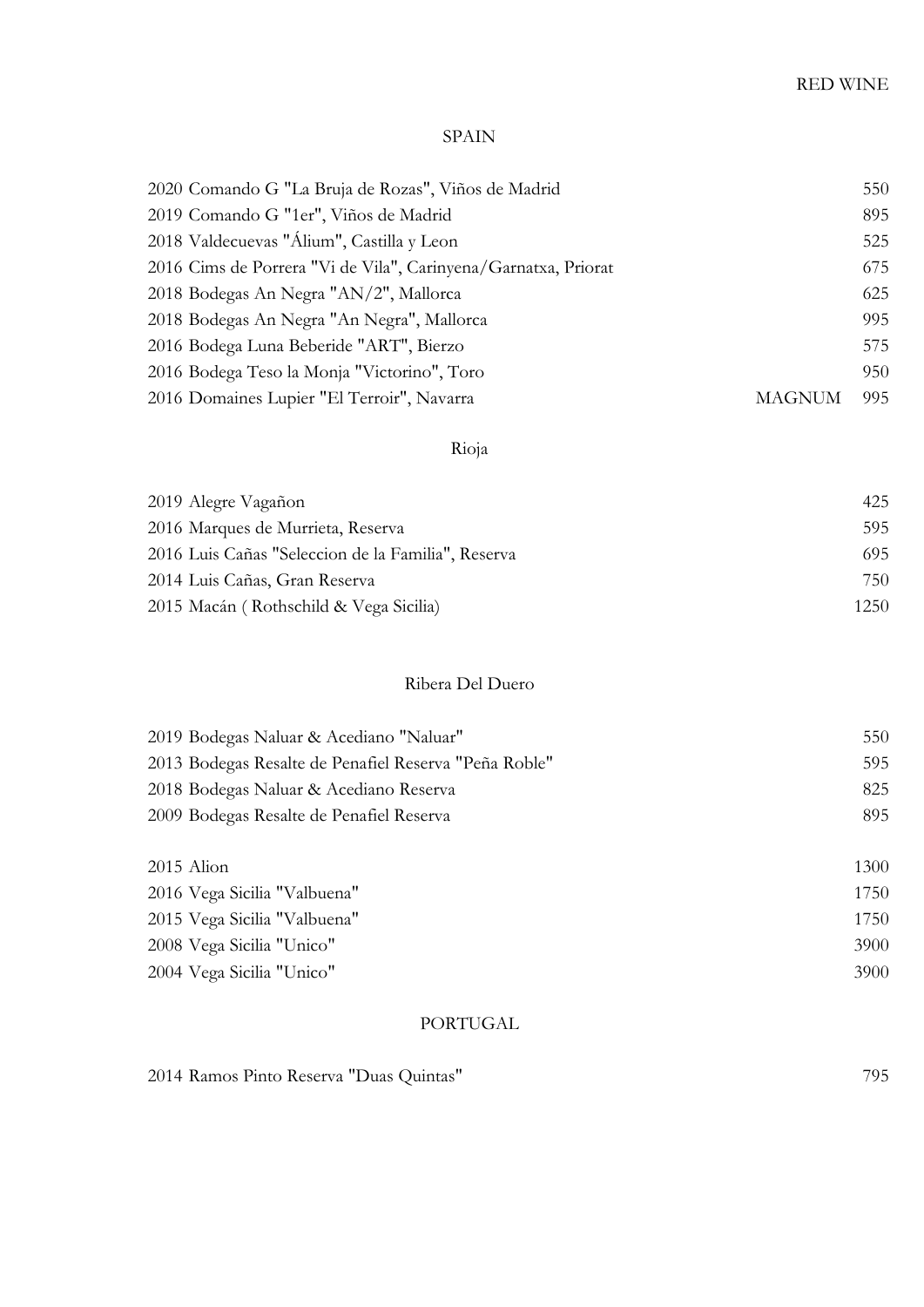RED WINE

## SPAIN

| Wine | | Price |
|---|---|---|
| 2020 Comando G "La Bruja de Rozas", Viños de Madrid | | 550 |
| 2019 Comando G "1er", Viños de Madrid | | 895 |
| 2018 Valdecuevas "Álium", Castilla y Leon | | 525 |
| 2016 Cims de Porrera "Vi de Vila", Carinyena/Garnatxa, Priorat | | 675 |
| 2018 Bodegas An Negra "AN/2", Mallorca | | 625 |
| 2018 Bodegas An Negra "An Negra", Mallorca | | 995 |
| 2016 Bodega Luna Beberide "ART", Bierzo | | 575 |
| 2016 Bodega Teso la Monja "Victorino", Toro | | 950 |
| 2016 Domaines Lupier "El Terroir", Navarra | MAGNUM | 995 |

### Rioja

| Wine | Price |
|---|---|
| 2019 Alegre Vagañon | 425 |
| 2016 Marques de Murrieta, Reserva | 595 |
| 2016 Luis Cañas "Seleccion de la Familia", Reserva | 695 |
| 2014 Luis Cañas, Gran Reserva | 750 |
| 2015 Macán ( Rothschild & Vega Sicilia) | 1250 |

### Ribera Del Duero

| Wine | Price |
|---|---|
| 2019 Bodegas Naluar & Acediano "Naluar" | 550 |
| 2013 Bodegas Resalte de Penafiel Reserva "Peña Roble" | 595 |
| 2018 Bodegas Naluar & Acediano Reserva | 825 |
| 2009 Bodegas Resalte de Penafiel Reserva | 895 |
| 2015 Alion | 1300 |
| 2016 Vega Sicilia "Valbuena" | 1750 |
| 2015 Vega Sicilia "Valbuena" | 1750 |
| 2008 Vega Sicilia "Unico" | 3900 |
| 2004 Vega Sicilia "Unico" | 3900 |

## PORTUGAL

| Wine | Price |
|---|---|
| 2014 Ramos Pinto Reserva "Duas Quintas" | 795 |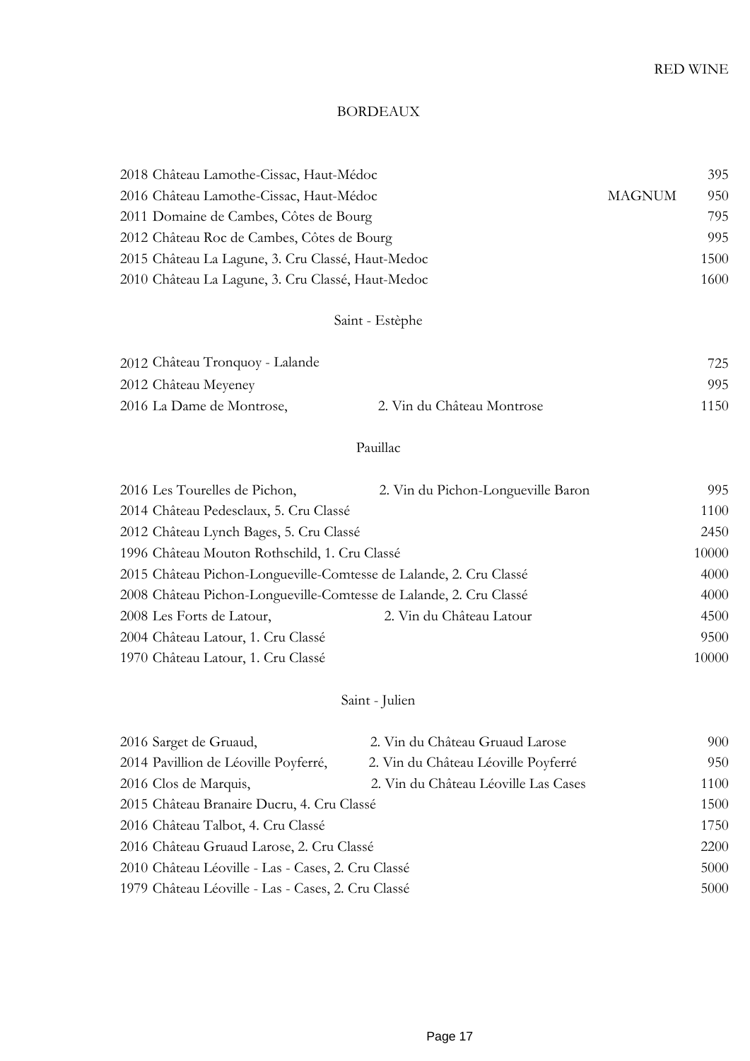RED WINE

# BORDEAUX

| | | |
|---|---|---|
| 2018 Château Lamothe-Cissac, Haut-Médoc | | 395 |
| 2016 Château Lamothe-Cissac, Haut-Médoc | MAGNUM | 950 |
| 2011 Domaine de Cambes, Côtes de Bourg | | 795 |
| 2012 Château Roc de Cambes, Côtes de Bourg | | 995 |
| 2015 Château La Lagune, 3. Cru Classé, Haut-Medoc | | 1500 |
| 2010 Château La Lagune, 3. Cru Classé, Haut-Medoc | | 1600 |

## Saint - Estèphe

| | | |
|---|---|---|
| 2012 Château Tronquoy - Lalande | | 725 |
| 2012 Château Meyeney | | 995 |
| 2016 La Dame de Montrose, | 2. Vin du Château Montrose | 1150 |

## Pauillac

| | | |
|---|---|---|
| 2016 Les Tourelles de Pichon, | 2. Vin du Pichon-Longueville Baron | 995 |
| 2014 Château Pedesclaux, 5. Cru Classé | | 1100 |
| 2012 Château Lynch Bages, 5. Cru Classé | | 2450 |
| 1996 Château Mouton Rothschild, 1. Cru Classé | | 10000 |
| 2015 Château Pichon-Longueville-Comtesse de Lalande, 2. Cru Classé | | 4000 |
| 2008 Château Pichon-Longueville-Comtesse de Lalande, 2. Cru Classé | | 4000 |
| 2008 Les Forts de Latour, | 2. Vin du Château Latour | 4500 |
| 2004 Château Latour, 1. Cru Classé | | 9500 |
| 1970 Château Latour, 1. Cru Classé | | 10000 |

## Saint - Julien

| | | |
|---|---|---|
| 2016 Sarget de Gruaud, | 2. Vin du Château Gruaud Larose | 900 |
| 2014 Pavillion de Léoville Poyferré, | 2. Vin du Château Léoville Poyferré | 950 |
| 2016 Clos de Marquis, | 2. Vin du Château Léoville Las Cases | 1100 |
| 2015 Château Branaire Ducru, 4. Cru Classé | | 1500 |
| 2016 Château Talbot, 4. Cru Classé | | 1750 |
| 2016 Château Gruaud Larose, 2. Cru Classé | | 2200 |
| 2010 Château Léoville - Las - Cases, 2. Cru Classé | | 5000 |
| 1979 Château Léoville - Las - Cases, 2. Cru Classé | | 5000 |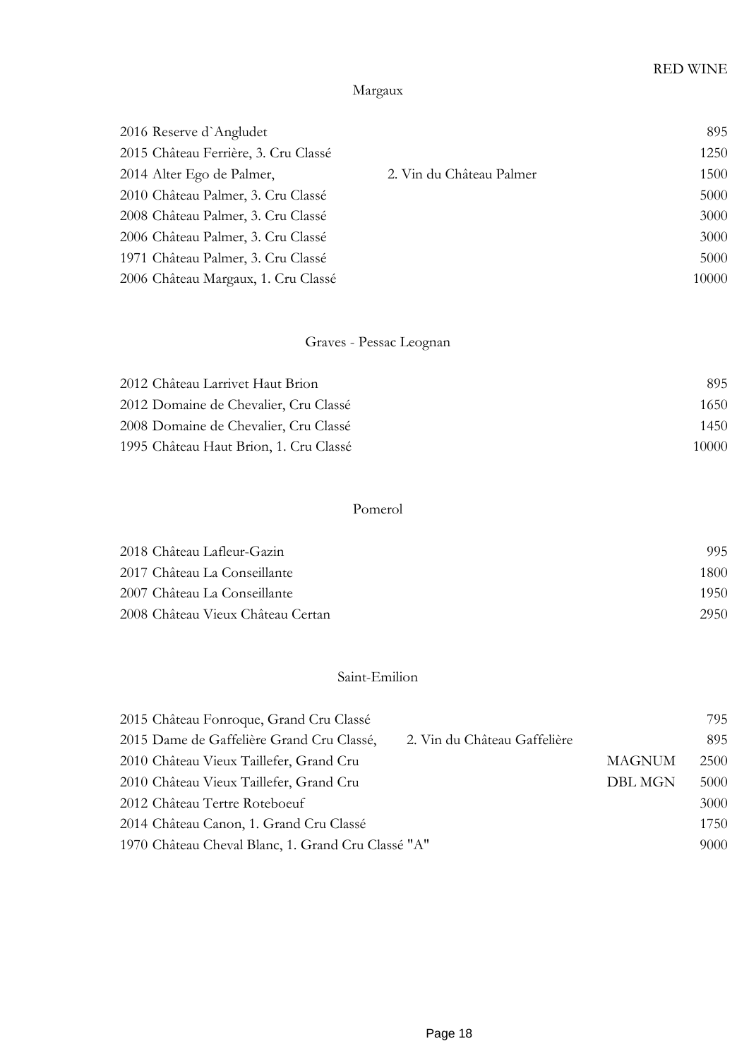RED WINE

## Margaux

| Wine | | | Price |
|---|---|---|---|
| 2016 Reserve d`Angludet | | | 895 |
| 2015 Château Ferrière, 3. Cru Classé | | | 1250 |
| 2014 Alter Ego de Palmer, | 2. Vin du Château Palmer | | 1500 |
| 2010 Château Palmer, 3. Cru Classé | | | 5000 |
| 2008 Château Palmer, 3. Cru Classé | | | 3000 |
| 2006 Château Palmer, 3. Cru Classé | | | 3000 |
| 1971 Château Palmer, 3. Cru Classé | | | 5000 |
| 2006 Château Margaux, 1. Cru Classé | | | 10000 |

## Graves - Pessac Leognan

| Wine | Price |
|---|---|
| 2012 Château Larrivet Haut Brion | 895 |
| 2012 Domaine de Chevalier, Cru Classé | 1650 |
| 2008 Domaine de Chevalier, Cru Classé | 1450 |
| 1995 Château Haut Brion, 1. Cru Classé | 10000 |

## Pomerol

| Wine | Price |
|---|---|
| 2018 Château Lafleur-Gazin | 995 |
| 2017 Château La Conseillante | 1800 |
| 2007 Château La Conseillante | 1950 |
| 2008 Château Vieux Château Certan | 2950 |

## Saint-Emilion

| Wine | | | Price |
|---|---|---|---|
| 2015 Château Fonroque, Grand Cru Classé | | | 795 |
| 2015 Dame de Gaffelière Grand Cru Classé, | 2. Vin du Château Gaffelière | | 895 |
| 2010 Château Vieux Taillefer, Grand Cru | | MAGNUM | 2500 |
| 2010 Château Vieux Taillefer, Grand Cru | | DBL MGN | 5000 |
| 2012 Château Tertre Roteboeuf | | | 3000 |
| 2014 Château Canon, 1. Grand Cru Classé | | | 1750 |
| 1970 Château Cheval Blanc, 1. Grand Cru Classé "A" | | | 9000 |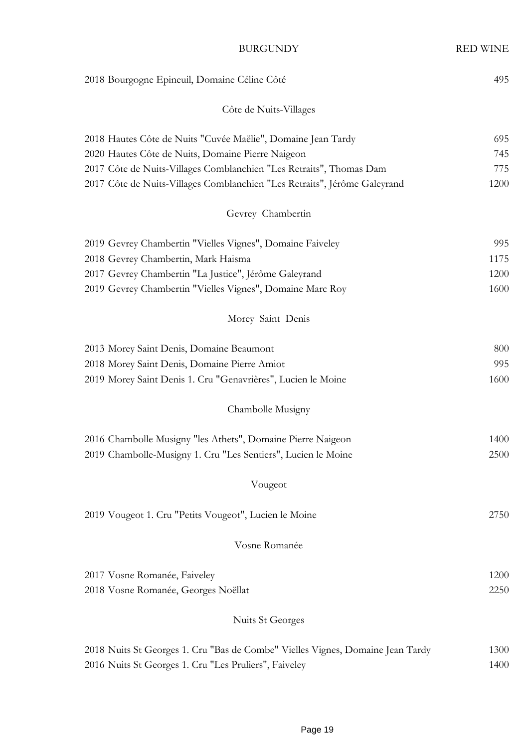BURGUNDY — RED WINE

| | |
|---|---|
| 2018 Bourgogne Epineuil, Domaine Céline Côté | 495 |

## Côte de Nuits-Villages

| | |
|---|---|
| 2018 Hautes Côte de Nuits "Cuvée Maëlie", Domaine Jean Tardy | 695 |
| 2020 Hautes Côte de Nuits, Domaine Pierre Naigeon | 745 |
| 2017 Côte de Nuits-Villages Comblanchien "Les Retraits", Thomas Dam | 775 |
| 2017 Côte de Nuits-Villages Comblanchien "Les Retraits", Jérôme Galeyrand | 1200 |

## Gevrey Chambertin

| | |
|---|---|
| 2019 Gevrey Chambertin "Vielles Vignes", Domaine Faiveley | 995 |
| 2018 Gevrey Chambertin, Mark Haisma | 1175 |
| 2017 Gevrey Chambertin "La Justice", Jérôme Galeyrand | 1200 |
| 2019 Gevrey Chambertin "Vielles Vignes", Domaine Marc Roy | 1600 |

## Morey Saint Denis

| | |
|---|---|
| 2013 Morey Saint Denis, Domaine Beaumont | 800 |
| 2018 Morey Saint Denis, Domaine Pierre Amiot | 995 |
| 2019 Morey Saint Denis 1. Cru "Genavrières", Lucien le Moine | 1600 |

## Chambolle Musigny

| | |
|---|---|
| 2016 Chambolle Musigny "les Athets", Domaine Pierre Naigeon | 1400 |
| 2019 Chambolle-Musigny 1. Cru "Les Sentiers", Lucien le Moine | 2500 |

## Vougeot

| | |
|---|---|
| 2019 Vougeot 1. Cru "Petits Vougeot", Lucien le Moine | 2750 |

## Vosne Romanée

| | |
|---|---|
| 2017 Vosne Romanée, Faiveley | 1200 |
| 2018 Vosne Romanée, Georges Noëllat | 2250 |

## Nuits St Georges

| | |
|---|---|
| 2018 Nuits St Georges 1. Cru "Bas de Combe" Vielles Vignes, Domaine Jean Tardy | 1300 |
| 2016 Nuits St Georges 1. Cru "Les Pruliers", Faiveley | 1400 |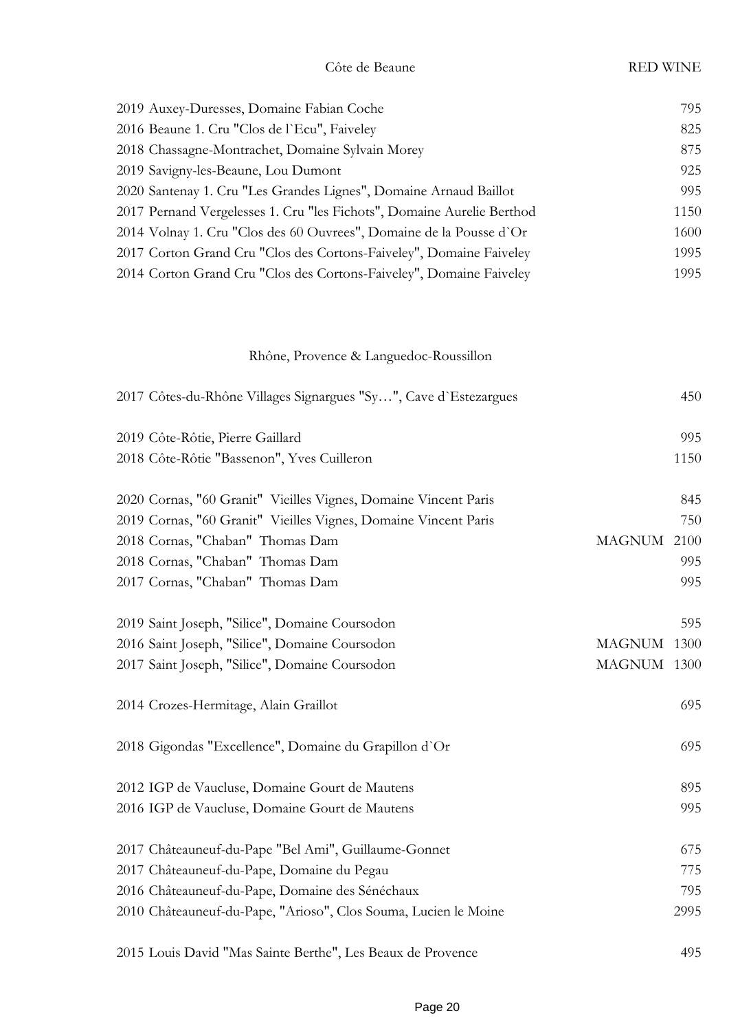## Côte de Beaune

RED WINE

| Wine | | Price |
|---|---|---|
| 2019 Auxey-Duresses, Domaine Fabian Coche | | 795 |
| 2016 Beaune 1. Cru "Clos de l`Ecu", Faiveley | | 825 |
| 2018 Chassagne-Montrachet, Domaine Sylvain Morey | | 875 |
| 2019 Savigny-les-Beaune, Lou Dumont | | 925 |
| 2020 Santenay 1. Cru "Les Grandes Lignes", Domaine Arnaud Baillot | | 995 |
| 2017 Pernand Vergelesses 1. Cru "les Fichots", Domaine Aurelie Berthod | | 1150 |
| 2014 Volnay 1. Cru "Clos des 60 Ouvrees", Domaine de la Pousse d`Or | | 1600 |
| 2017 Corton Grand Cru "Clos des Cortons-Faiveley", Domaine Faiveley | | 1995 |
| 2014 Corton Grand Cru "Clos des Cortons-Faiveley", Domaine Faiveley | | 1995 |

## Rhône, Provence & Languedoc-Roussillon

| Wine | | Price |
|---|---|---|
| 2017 Côtes-du-Rhône Villages Signargues "Sy…", Cave d`Estezargues | | 450 |
| 2019 Côte-Rôtie, Pierre Gaillard | | 995 |
| 2018 Côte-Rôtie "Bassenon", Yves Cuilleron | | 1150 |
| 2020 Cornas, "60 Granit" Vieilles Vignes, Domaine Vincent Paris | | 845 |
| 2019 Cornas, "60 Granit" Vieilles Vignes, Domaine Vincent Paris | | 750 |
| 2018 Cornas, "Chaban" Thomas Dam | MAGNUM | 2100 |
| 2018 Cornas, "Chaban" Thomas Dam | | 995 |
| 2017 Cornas, "Chaban" Thomas Dam | | 995 |
| 2019 Saint Joseph, "Silice", Domaine Coursodon | | 595 |
| 2016 Saint Joseph, "Silice", Domaine Coursodon | MAGNUM | 1300 |
| 2017 Saint Joseph, "Silice", Domaine Coursodon | MAGNUM | 1300 |
| 2014 Crozes-Hermitage, Alain Graillot | | 695 |
| 2018 Gigondas "Excellence", Domaine du Grapillon d`Or | | 695 |
| 2012 IGP de Vaucluse, Domaine Gourt de Mautens | | 895 |
| 2016 IGP de Vaucluse, Domaine Gourt de Mautens | | 995 |
| 2017 Châteauneuf-du-Pape "Bel Ami", Guillaume-Gonnet | | 675 |
| 2017 Châteauneuf-du-Pape, Domaine du Pegau | | 775 |
| 2016 Châteauneuf-du-Pape, Domaine des Sénéchaux | | 795 |
| 2010 Châteauneuf-du-Pape, "Arioso", Clos Souma, Lucien le Moine | | 2995 |
| 2015 Louis David "Mas Sainte Berthe", Les Beaux de Provence | | 495 |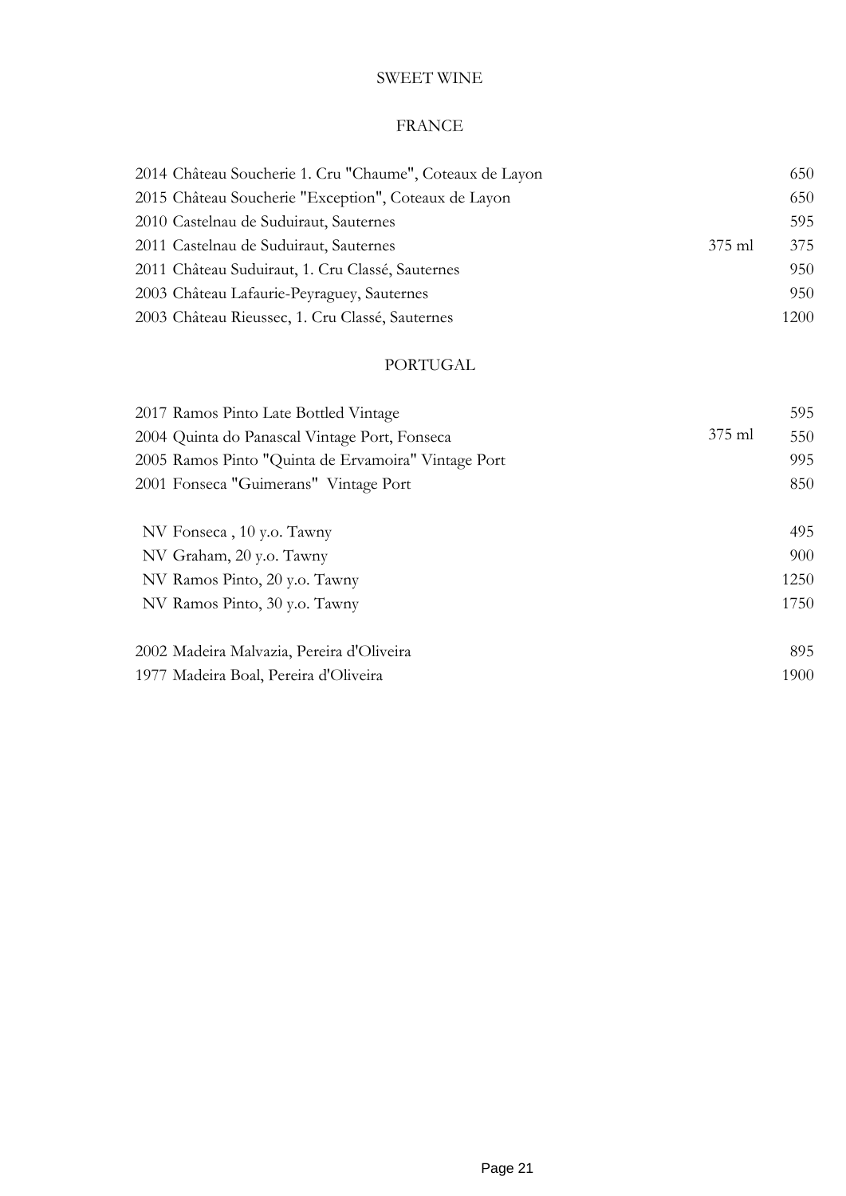# SWEET WINE

## FRANCE

| | | |
|---|---|---|
| 2014 Château Soucherie 1. Cru "Chaume", Coteaux de Layon | | 650 |
| 2015 Château Soucherie "Exception", Coteaux de Layon | | 650 |
| 2010 Castelnau de Suduiraut, Sauternes | | 595 |
| 2011 Castelnau de Suduiraut, Sauternes | 375 ml | 375 |
| 2011 Château Suduiraut, 1. Cru Classé, Sauternes | | 950 |
| 2003 Château Lafaurie-Peyraguey, Sauternes | | 950 |
| 2003 Château Rieussec, 1. Cru Classé, Sauternes | | 1200 |

## PORTUGAL

| | | |
|---|---|---|
| 2017 Ramos Pinto Late Bottled Vintage | | 595 |
| 2004 Quinta do Panascal Vintage Port, Fonseca | 375 ml | 550 |
| 2005 Ramos Pinto "Quinta de Ervamoira" Vintage Port | | 995 |
| 2001 Fonseca "Guimerans" Vintage Port | | 850 |
| NV Fonseca , 10 y.o. Tawny | | 495 |
| NV Graham, 20 y.o. Tawny | | 900 |
| NV Ramos Pinto, 20 y.o. Tawny | | 1250 |
| NV Ramos Pinto, 30 y.o. Tawny | | 1750 |
| 2002 Madeira Malvazia, Pereira d'Oliveira | | 895 |
| 1977 Madeira Boal, Pereira d'Oliveira | | 1900 |